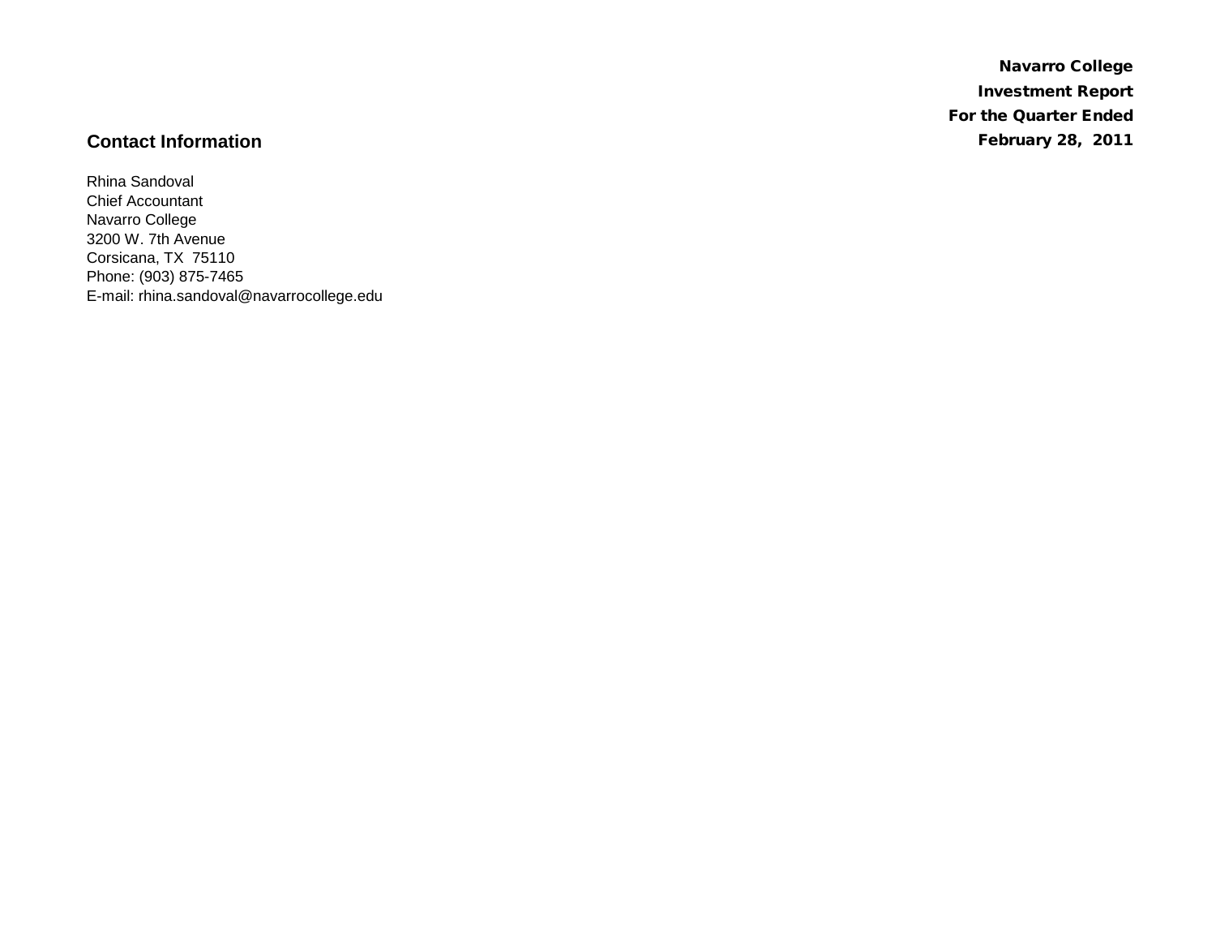**Navarro College**
**Investment Report**
**For the Quarter Ended**
**February 28, 2011**

## Contact Information

Rhina Sandoval
Chief Accountant
Navarro College
3200 W. 7th Avenue
Corsicana, TX 75110
Phone: (903) 875-7465
E-mail: rhina.sandoval@navarrocollege.edu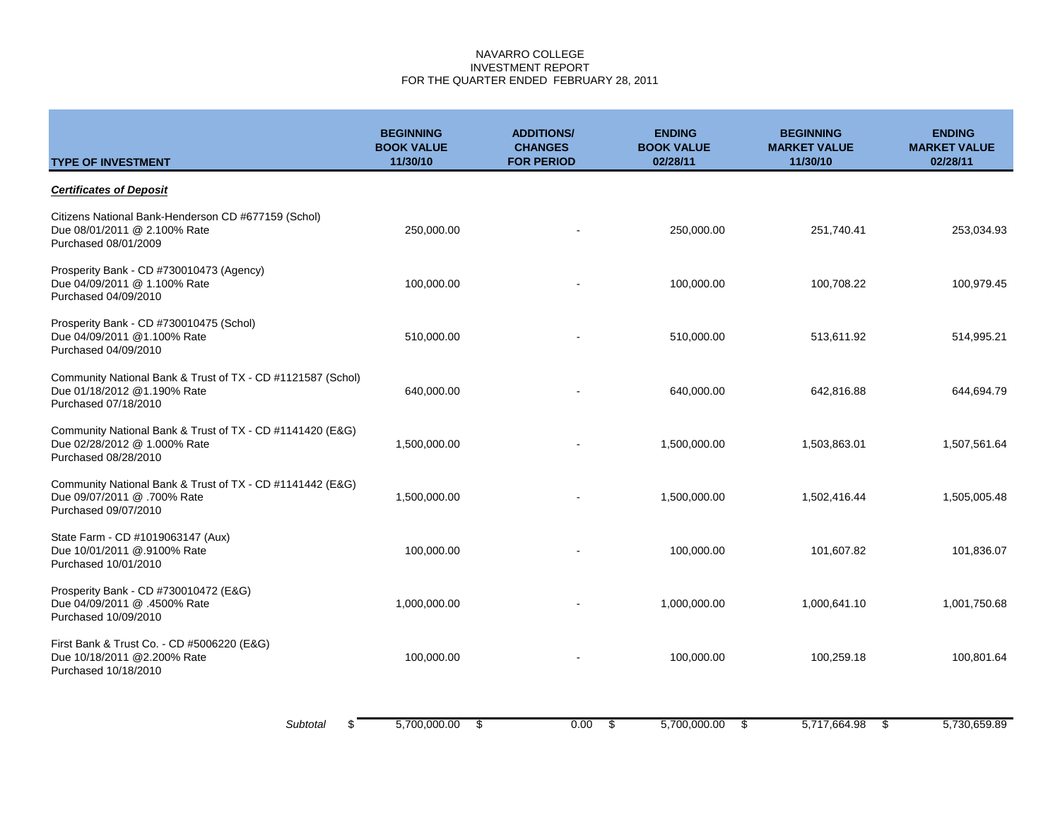NAVARRO COLLEGE
INVESTMENT REPORT
FOR THE QUARTER ENDED FEBRUARY 28, 2011

| TYPE OF INVESTMENT | BEGINNING BOOK VALUE 11/30/10 | ADDITIONS/ CHANGES FOR PERIOD | ENDING BOOK VALUE 02/28/11 | BEGINNING MARKET VALUE 11/30/10 | ENDING MARKET VALUE 02/28/11 |
|---|---|---|---|---|---|
| ***Certificates of Deposit*** | | | | | |
| Citizens National Bank-Henderson CD #677159 (Schol) Due 08/01/2011 @ 2.100% Rate Purchased 08/01/2009 | 250,000.00 | - | 250,000.00 | 251,740.41 | 253,034.93 |
| Prosperity Bank - CD #730010473 (Agency) Due 04/09/2011 @ 1.100% Rate Purchased 04/09/2010 | 100,000.00 | - | 100,000.00 | 100,708.22 | 100,979.45 |
| Prosperity Bank - CD #730010475 (Schol) Due 04/09/2011 @1.100% Rate Purchased 04/09/2010 | 510,000.00 | - | 510,000.00 | 513,611.92 | 514,995.21 |
| Community National Bank & Trust of TX - CD #1121587 (Schol) Due 01/18/2012 @1.190% Rate Purchased 07/18/2010 | 640,000.00 | - | 640,000.00 | 642,816.88 | 644,694.79 |
| Community National Bank & Trust of TX - CD #1141420 (E&G) Due 02/28/2012 @ 1.000% Rate Purchased 08/28/2010 | 1,500,000.00 | - | 1,500,000.00 | 1,503,863.01 | 1,507,561.64 |
| Community National Bank & Trust of TX - CD #1141442 (E&G) Due 09/07/2011 @ .700% Rate Purchased 09/07/2010 | 1,500,000.00 | - | 1,500,000.00 | 1,502,416.44 | 1,505,005.48 |
| State Farm - CD #1019063147 (Aux) Due 10/01/2011 @.9100% Rate Purchased 10/01/2010 | 100,000.00 | - | 100,000.00 | 101,607.82 | 101,836.07 |
| Prosperity Bank - CD #730010472 (E&G) Due 04/09/2011 @ .4500% Rate Purchased 10/09/2010 | 1,000,000.00 | - | 1,000,000.00 | 1,000,641.10 | 1,001,750.68 |
| First Bank & Trust Co. - CD #5006220 (E&G) Due 10/18/2011 @2.200% Rate Purchased 10/18/2010 | 100,000.00 | - | 100,000.00 | 100,259.18 | 100,801.64 |
| *Subtotal* | $ 5,700,000.00 | $ 0.00 | $ 5,700,000.00 | $ 5,717,664.98 | $ 5,730,659.89 |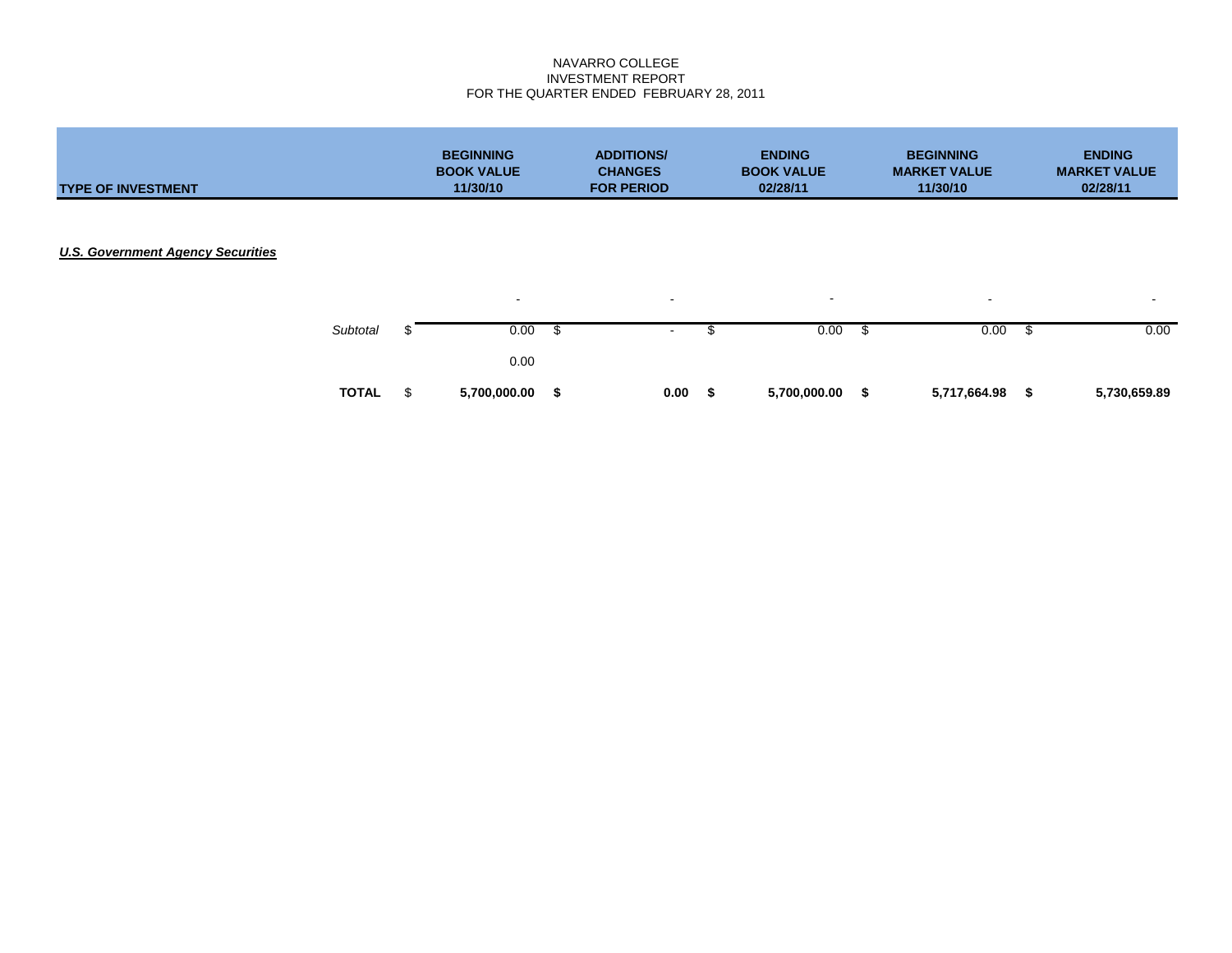NAVARRO COLLEGE
INVESTMENT REPORT
FOR THE QUARTER ENDED FEBRUARY 28, 2011

| TYPE OF INVESTMENT | BEGINNING BOOK VALUE 11/30/10 | ADDITIONS/ CHANGES FOR PERIOD | ENDING BOOK VALUE 02/28/11 | BEGINNING MARKET VALUE 11/30/10 | ENDING MARKET VALUE 02/28/11 |
|---|---|---|---|---|---|
| ***U.S. Government Agency Securities*** | | | | | |
| | - | - | - | - | - |
| *Subtotal* | $ 0.00 | $ - | $ 0.00 | $ 0.00 | $ 0.00 |
| | 0.00 | | | | |
| **TOTAL** | $ **5,700,000.00** | **$ 0.00** | **$ 5,700,000.00** | **$ 5,717,664.98** | **$ 5,730,659.89** |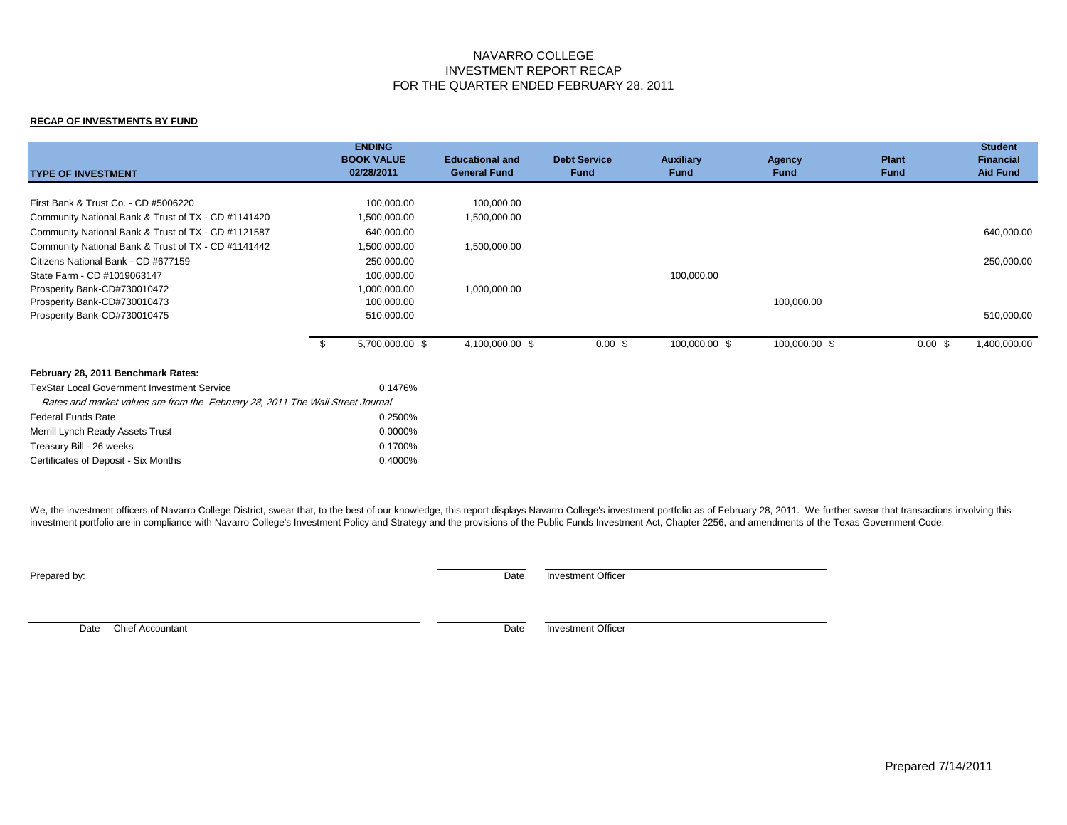# NAVARRO COLLEGE
## INVESTMENT REPORT RECAP
## FOR THE QUARTER ENDED FEBRUARY 28, 2011

**RECAP OF INVESTMENTS BY FUND**

| TYPE OF INVESTMENT | ENDING BOOK VALUE 02/28/2011 | Educational and General Fund | Debt Service Fund | Auxiliary Fund | Agency Fund | Plant Fund | Student Financial Aid Fund |
|---|---|---|---|---|---|---|---|
| First Bank & Trust Co. - CD #5006220 | 100,000.00 | 100,000.00 | | | | | |
| Community National Bank & Trust of TX - CD #1141420 | 1,500,000.00 | 1,500,000.00 | | | | | |
| Community National Bank & Trust of TX - CD #1121587 | 640,000.00 | | | | | | 640,000.00 |
| Community National Bank & Trust of TX - CD #1141442 | 1,500,000.00 | 1,500,000.00 | | | | | |
| Citizens National Bank - CD #677159 | 250,000.00 | | | | | | 250,000.00 |
| State Farm - CD #1019063147 | 100,000.00 | | | 100,000.00 | | | |
| Prosperity Bank-CD#730010472 | 1,000,000.00 | 1,000,000.00 | | | | | |
| Prosperity Bank-CD#730010473 | 100,000.00 | | | | 100,000.00 | | |
| Prosperity Bank-CD#730010475 | 510,000.00 | | | | | | 510,000.00 |
| | $ 5,700,000.00 | $ 4,100,000.00 | $ 0.00 | $ 100,000.00 | $ 100,000.00 | $ 0.00 | $ 1,400,000.00 |

**February 28, 2011 Benchmark Rates:**

| | |
|---|---|
| TexStar Local Government Investment Service | 0.1476% |
| *Rates and market values are from the February 28, 2011 The Wall Street Journal* | |
| Federal Funds Rate | 0.2500% |
| Merrill Lynch Ready Assets Trust | 0.0000% |
| Treasury Bill - 26 weeks | 0.1700% |
| Certificates of Deposit - Six Months | 0.4000% |

We, the investment officers of Navarro College District, swear that, to the best of our knowledge, this report displays Navarro College's investment portfolio as of February 28, 2011. We further swear that transactions involving this investment portfolio are in compliance with Navarro College's Investment Policy and Strategy and the provisions of the Public Funds Investment Act, Chapter 2256, and amendments of the Texas Government Code.

Prepared by:

Date Investment Officer

Date Chief Accountant

Date Investment Officer

Prepared 7/14/2011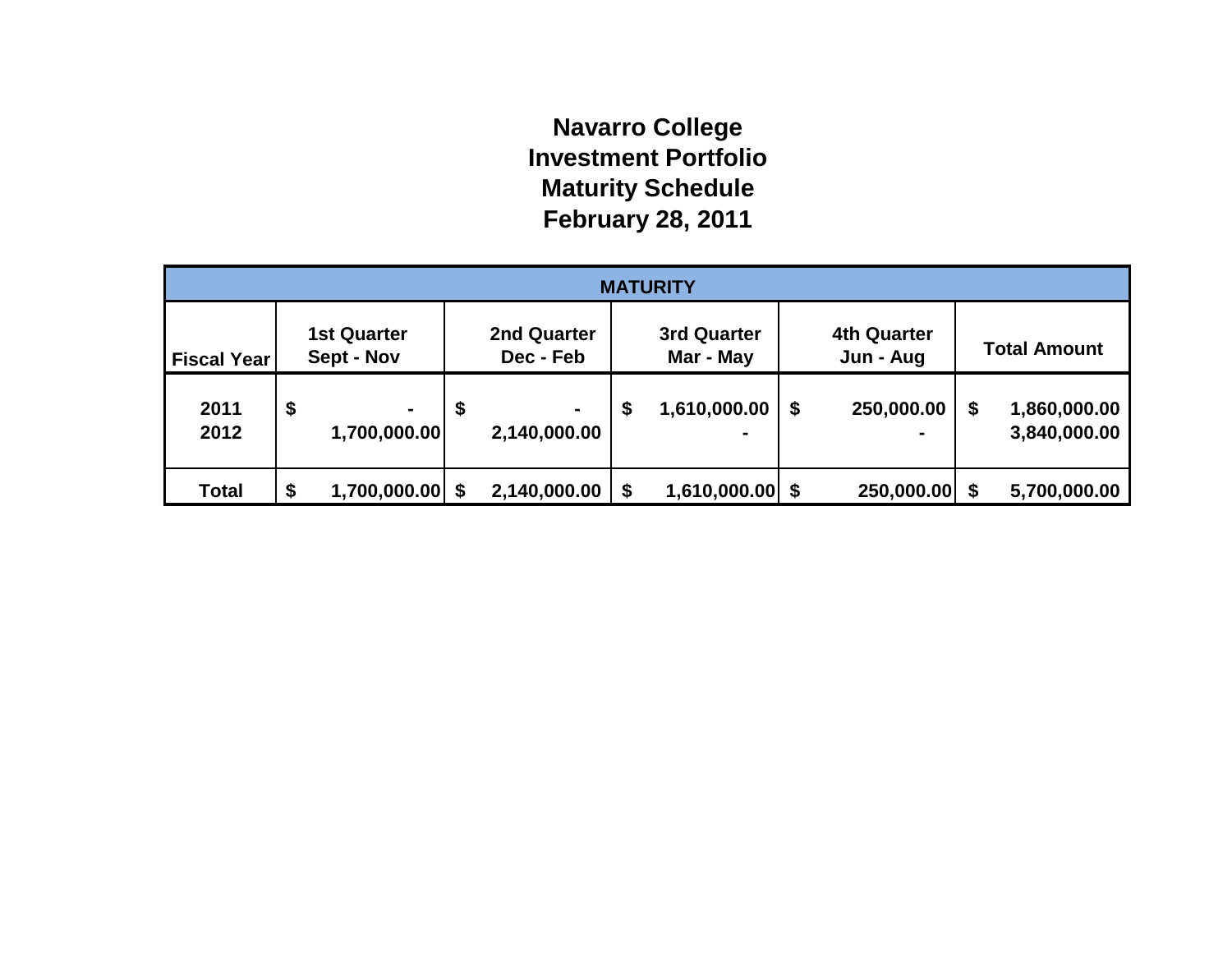# Navarro College
# Investment Portfolio
# Maturity Schedule
# February 28, 2011

| MATURITY | | | | | |
|---|---|---|---|---|---|
| Fiscal Year | 1st Quarter Sept - Nov | 2nd Quarter Dec - Feb | 3rd Quarter Mar - May | 4th Quarter Jun - Aug | Total Amount |
| 2011 | $ - | $ - | $ 1,610,000.00 | $ 250,000.00 | $ 1,860,000.00 |
| 2012 | 1,700,000.00 | 2,140,000.00 | - | - | 3,840,000.00 |
| Total | $ 1,700,000.00 | $ 2,140,000.00 | $ 1,610,000.00 | $ 250,000.00 | $ 5,700,000.00 |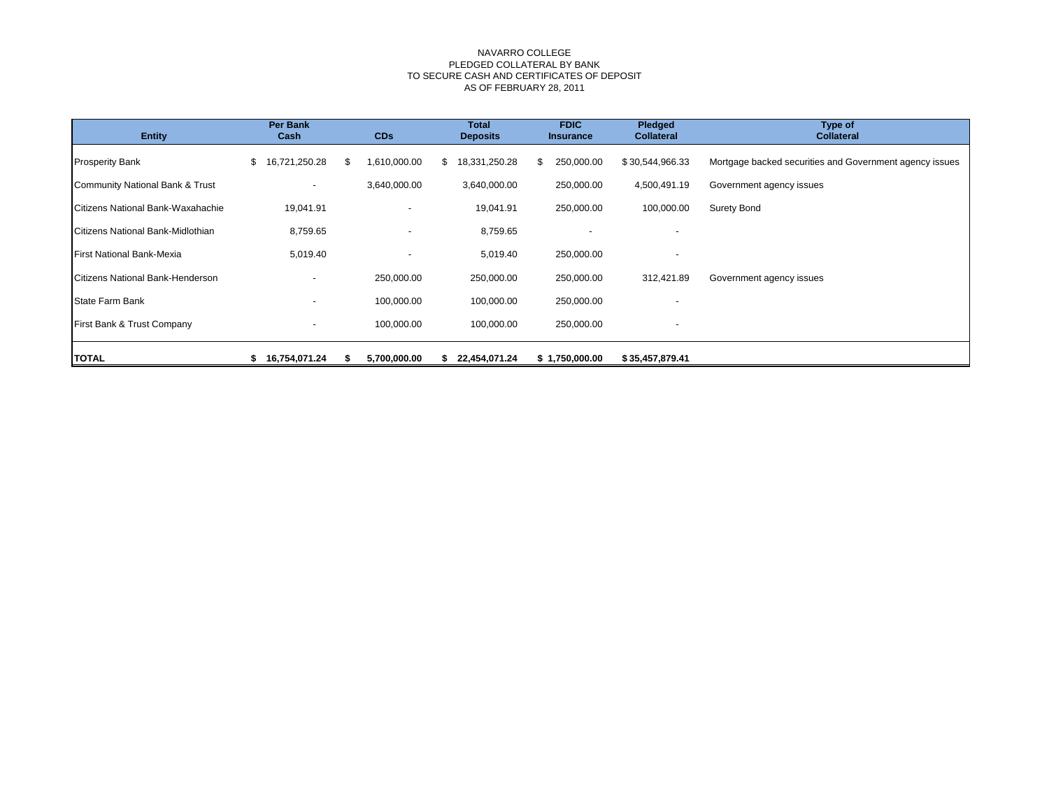NAVARRO COLLEGE
PLEDGED COLLATERAL BY BANK
TO SECURE CASH AND CERTIFICATES OF DEPOSIT
AS OF FEBRUARY 28, 2011

| Entity | Per Bank Cash | CDs | Total Deposits | FDIC Insurance | Pledged Collateral | Type of Collateral |
|---|---|---|---|---|---|---|
| Prosperity Bank | $ 16,721,250.28 | $ 1,610,000.00 | $ 18,331,250.28 | $ 250,000.00 | $ 30,544,966.33 | Mortgage backed securities and Government agency issues |
| Community National Bank & Trust | - | 3,640,000.00 | 3,640,000.00 | 250,000.00 | 4,500,491.19 | Government agency issues |
| Citizens National Bank-Waxahachie | 19,041.91 | - | 19,041.91 | 250,000.00 | 100,000.00 | Surety Bond |
| Citizens National Bank-Midlothian | 8,759.65 | - | 8,759.65 | - | - | |
| First National Bank-Mexia | 5,019.40 | - | 5,019.40 | 250,000.00 | - | |
| Citizens National Bank-Henderson | - | 250,000.00 | 250,000.00 | 250,000.00 | 312,421.89 | Government agency issues |
| State Farm Bank | - | 100,000.00 | 100,000.00 | 250,000.00 | - | |
| First Bank & Trust Company | - | 100,000.00 | 100,000.00 | 250,000.00 | - | |
| **TOTAL** | **$ 16,754,071.24** | **$ 5,700,000.00** | **$ 22,454,071.24** | **$ 1,750,000.00** | **$ 35,457,879.41** | |